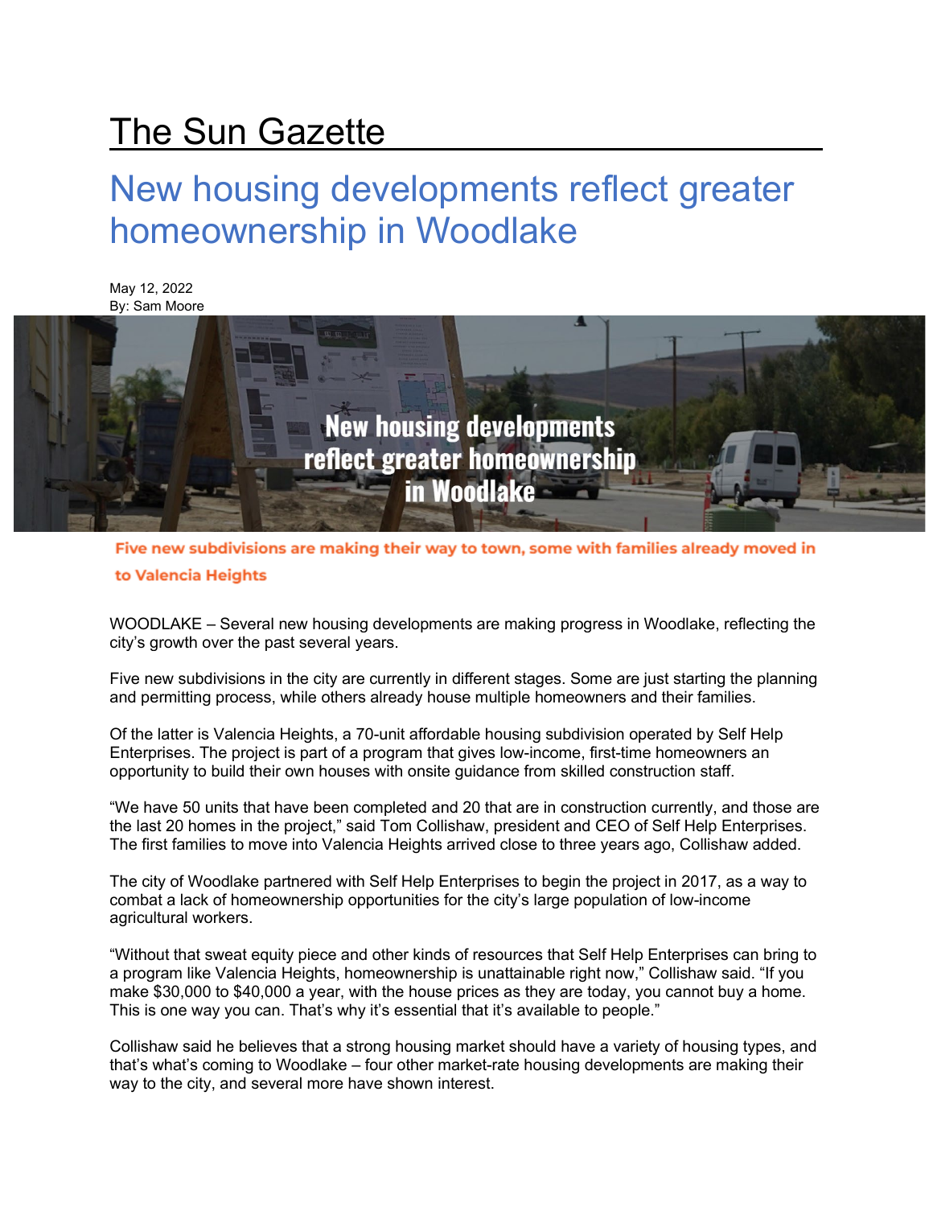# The Sun Gazette

## New housing developments reflect greater homeownership in Woodlake

May 12, 2022
By: Sam Moore

**Five new subdivisions are making their way to town, some with families already moved in to Valencia Heights**

WOODLAKE – Several new housing developments are making progress in Woodlake, reflecting the city's growth over the past several years.

Five new subdivisions in the city are currently in different stages. Some are just starting the planning and permitting process, while others already house multiple homeowners and their families.

Of the latter is Valencia Heights, a 70-unit affordable housing subdivision operated by Self Help Enterprises. The project is part of a program that gives low-income, first-time homeowners an opportunity to build their own houses with onsite guidance from skilled construction staff.

"We have 50 units that have been completed and 20 that are in construction currently, and those are the last 20 homes in the project," said Tom Collishaw, president and CEO of Self Help Enterprises. The first families to move into Valencia Heights arrived close to three years ago, Collishaw added.

The city of Woodlake partnered with Self Help Enterprises to begin the project in 2017, as a way to combat a lack of homeownership opportunities for the city's large population of low-income agricultural workers.

"Without that sweat equity piece and other kinds of resources that Self Help Enterprises can bring to a program like Valencia Heights, homeownership is unattainable right now," Collishaw said. "If you make $30,000 to $40,000 a year, with the house prices as they are today, you cannot buy a home. This is one way you can. That's why it's essential that it's available to people."

Collishaw said he believes that a strong housing market should have a variety of housing types, and that's what's coming to Woodlake – four other market-rate housing developments are making their way to the city, and several more have shown interest.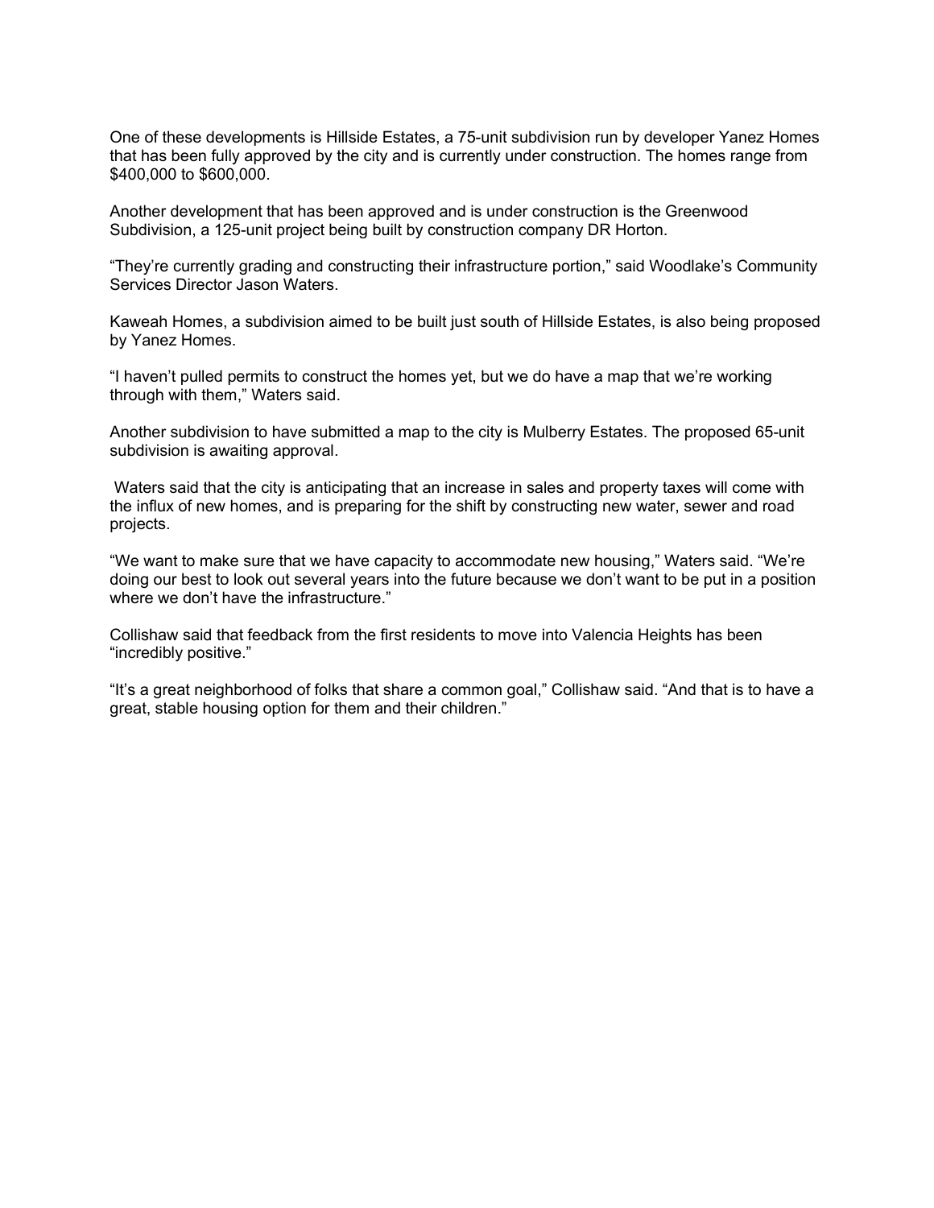One of these developments is Hillside Estates, a 75-unit subdivision run by developer Yanez Homes that has been fully approved by the city and is currently under construction. The homes range from $400,000 to $600,000.

Another development that has been approved and is under construction is the Greenwood Subdivision, a 125-unit project being built by construction company DR Horton.

"They're currently grading and constructing their infrastructure portion," said Woodlake's Community Services Director Jason Waters.

Kaweah Homes, a subdivision aimed to be built just south of Hillside Estates, is also being proposed by Yanez Homes.

"I haven't pulled permits to construct the homes yet, but we do have a map that we're working through with them," Waters said.

Another subdivision to have submitted a map to the city is Mulberry Estates. The proposed 65-unit subdivision is awaiting approval.

Waters said that the city is anticipating that an increase in sales and property taxes will come with the influx of new homes, and is preparing for the shift by constructing new water, sewer and road projects.

"We want to make sure that we have capacity to accommodate new housing," Waters said. "We're doing our best to look out several years into the future because we don't want to be put in a position where we don't have the infrastructure."

Collishaw said that feedback from the first residents to move into Valencia Heights has been "incredibly positive."

"It's a great neighborhood of folks that share a common goal," Collishaw said. "And that is to have a great, stable housing option for them and their children."